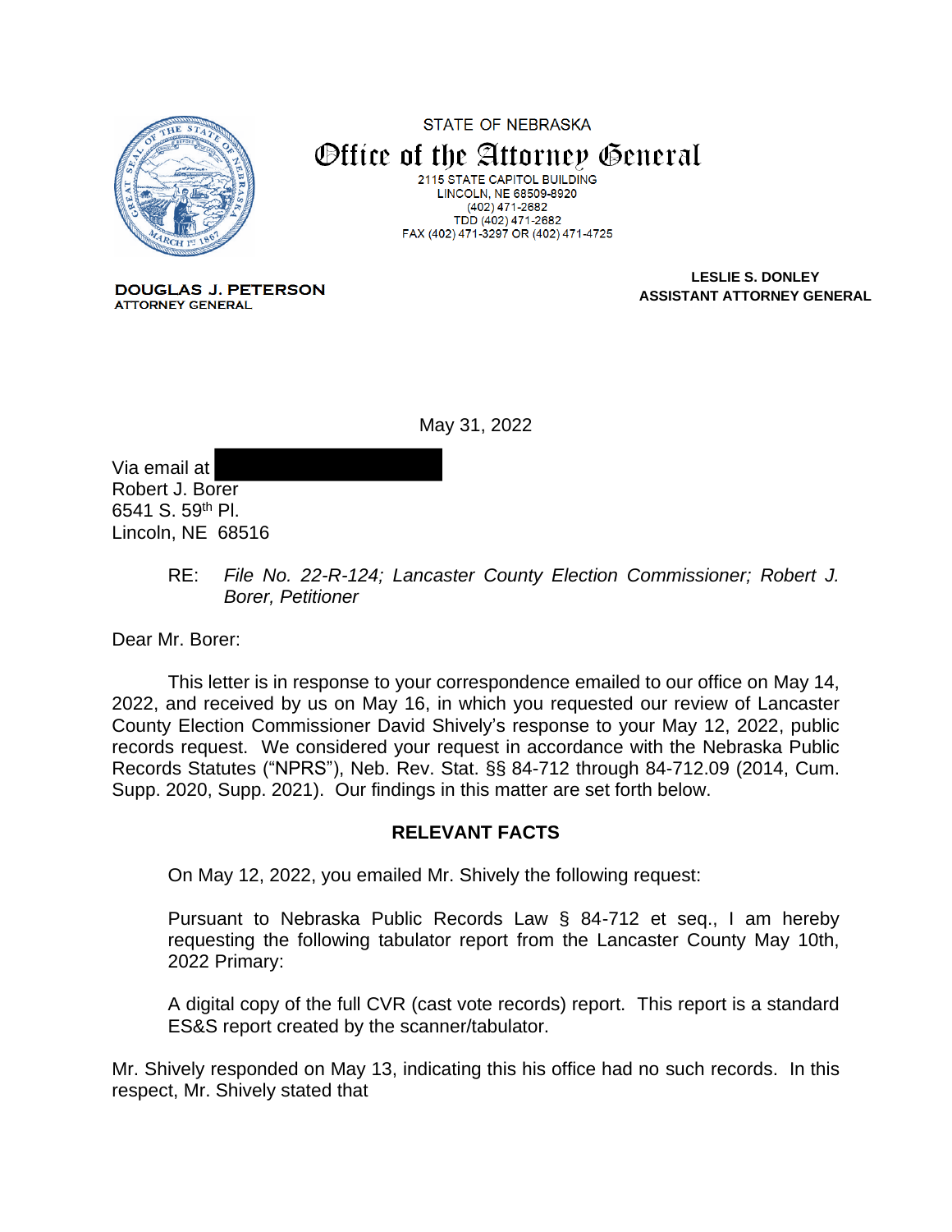STATE OF NEBRASKA

# Office of the Attorney General

2115 STATE CAPITOL BUILDING
LINCOLN, NE 68509-8920
(402) 471-2682
TDD (402) 471-2682
FAX (402) 471-3297 OR (402) 471-4725

**DOUGLAS J. PETERSON**
ATTORNEY GENERAL

**LESLIE S. DONLEY**
**ASSISTANT ATTORNEY GENERAL**

May 31, 2022

Via email at
Robert J. Borer
6541 S. 59th Pl.
Lincoln, NE 68516

RE: *File No. 22-R-124; Lancaster County Election Commissioner; Robert J. Borer, Petitioner*

Dear Mr. Borer:

This letter is in response to your correspondence emailed to our office on May 14, 2022, and received by us on May 16, in which you requested our review of Lancaster County Election Commissioner David Shively's response to your May 12, 2022, public records request. We considered your request in accordance with the Nebraska Public Records Statutes ("NPRS"), Neb. Rev. Stat. §§ 84-712 through 84-712.09 (2014, Cum. Supp. 2020, Supp. 2021). Our findings in this matter are set forth below.

## RELEVANT FACTS

On May 12, 2022, you emailed Mr. Shively the following request:

> Pursuant to Nebraska Public Records Law § 84-712 et seq., I am hereby requesting the following tabulator report from the Lancaster County May 10th, 2022 Primary:
>
> A digital copy of the full CVR (cast vote records) report. This report is a standard ES&S report created by the scanner/tabulator.

Mr. Shively responded on May 13, indicating this his office had no such records. In this respect, Mr. Shively stated that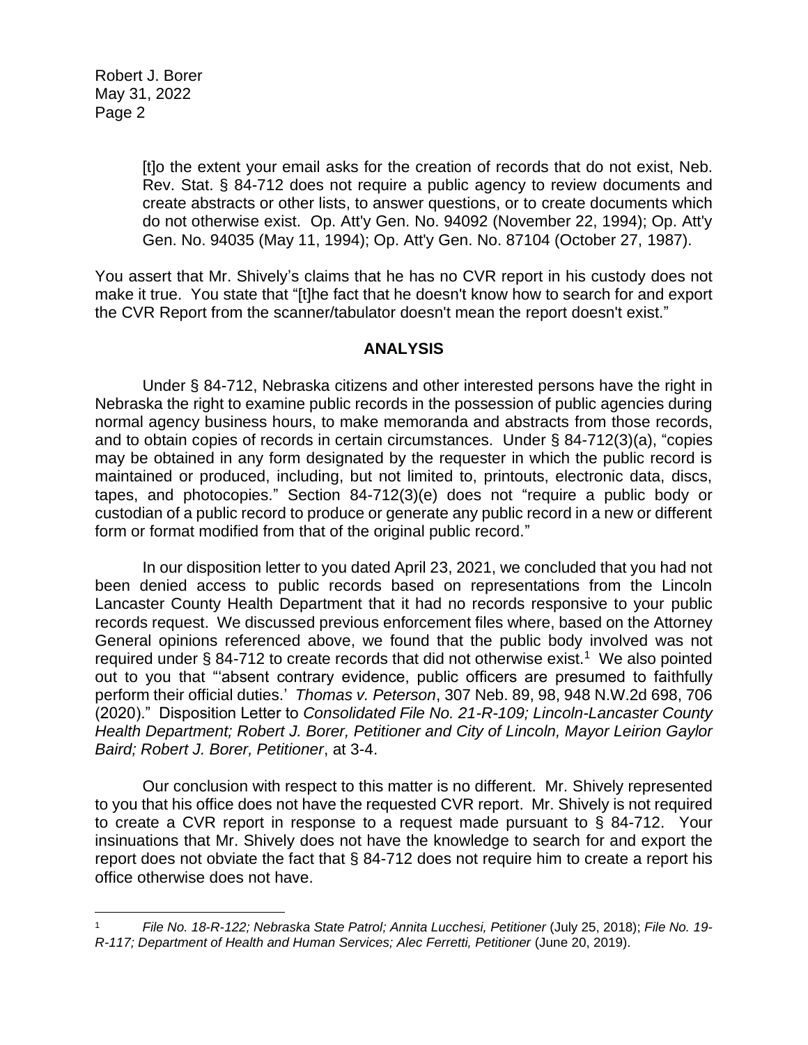> [t]o the extent your email asks for the creation of records that do not exist, Neb. Rev. Stat. § 84-712 does not require a public agency to review documents and create abstracts or other lists, to answer questions, or to create documents which do not otherwise exist. Op. Att'y Gen. No. 94092 (November 22, 1994); Op. Att'y Gen. No. 94035 (May 11, 1994); Op. Att'y Gen. No. 87104 (October 27, 1987).

You assert that Mr. Shively's claims that he has no CVR report in his custody does not make it true. You state that "[t]he fact that he doesn't know how to search for and export the CVR Report from the scanner/tabulator doesn't mean the report doesn't exist."

## ANALYSIS

Under § 84-712, Nebraska citizens and other interested persons have the right in Nebraska the right to examine public records in the possession of public agencies during normal agency business hours, to make memoranda and abstracts from those records, and to obtain copies of records in certain circumstances. Under § 84-712(3)(a), "copies may be obtained in any form designated by the requester in which the public record is maintained or produced, including, but not limited to, printouts, electronic data, discs, tapes, and photocopies." Section 84-712(3)(e) does not "require a public body or custodian of a public record to produce or generate any public record in a new or different form or format modified from that of the original public record."

In our disposition letter to you dated April 23, 2021, we concluded that you had not been denied access to public records based on representations from the Lincoln Lancaster County Health Department that it had no records responsive to your public records request. We discussed previous enforcement files where, based on the Attorney General opinions referenced above, we found that the public body involved was not required under § 84-712 to create records that did not otherwise exist.[1] We also pointed out to you that "'absent contrary evidence, public officers are presumed to faithfully perform their official duties.' *Thomas v. Peterson*, 307 Neb. 89, 98, 948 N.W.2d 698, 706 (2020)." Disposition Letter to *Consolidated File No. 21-R-109; Lincoln-Lancaster County Health Department; Robert J. Borer, Petitioner and City of Lincoln, Mayor Leirion Gaylor Baird; Robert J. Borer, Petitioner*, at 3-4.

Our conclusion with respect to this matter is no different. Mr. Shively represented to you that his office does not have the requested CVR report. Mr. Shively is not required to create a CVR report in response to a request made pursuant to § 84-712. Your insinuations that Mr. Shively does not have the knowledge to search for and export the report does not obviate the fact that § 84-712 does not require him to create a report his office otherwise does not have.

---

[1] *File No. 18-R-122; Nebraska State Patrol; Annita Lucchesi, Petitioner* (July 25, 2018); *File No. 19-R-117; Department of Health and Human Services; Alec Ferretti, Petitioner* (June 20, 2019).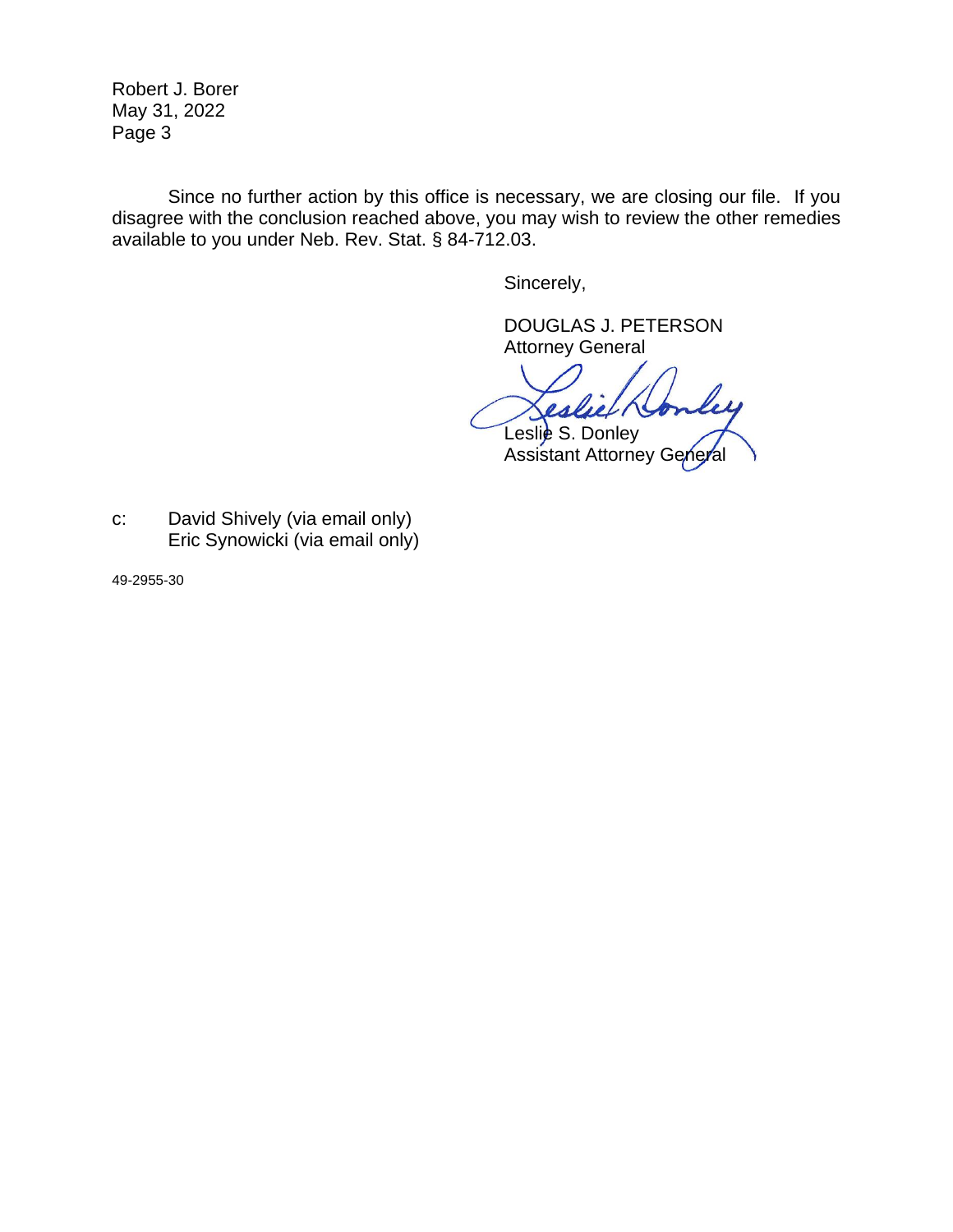Robert J. Borer
May 31, 2022
Page 3

Since no further action by this office is necessary, we are closing our file. If you disagree with the conclusion reached above, you may wish to review the other remedies available to you under Neb. Rev. Stat. § 84-712.03.

Sincerely,

DOUGLAS J. PETERSON
Attorney General

Leslie S. Donley
Assistant Attorney General

c: David Shively (via email only)
Eric Synowicki (via email only)

49-2955-30